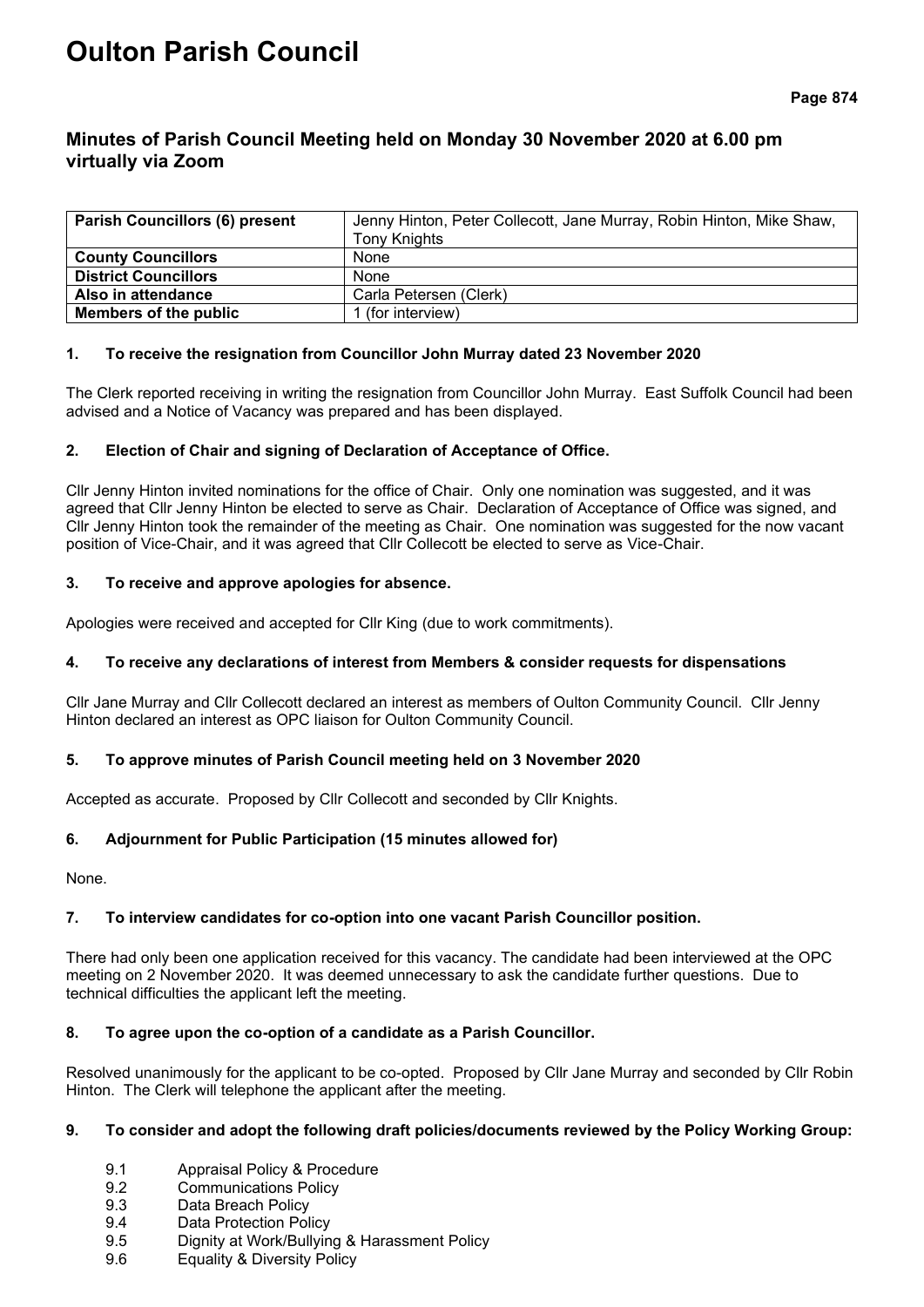# Oulton Parish Council

## Minutes of Parish Council Meeting held on Monday 30 November 2020 at 6.00 pm virtually via Zoom

| **Parish Councillors (6) present** | Jenny Hinton, Peter Collecott, Jane Murray, Robin Hinton, Mike Shaw, Tony Knights |
|---|---|
| **County Councillors** | None |
| **District Councillors** | None |
| **Also in attendance** | Carla Petersen (Clerk) |
| **Members of the public** | 1 (for interview) |

### 1. To receive the resignation from Councillor John Murray dated 23 November 2020

The Clerk reported receiving in writing the resignation from Councillor John Murray. East Suffolk Council had been advised and a Notice of Vacancy was prepared and has been displayed.

### 2. Election of Chair and signing of Declaration of Acceptance of Office.

Cllr Jenny Hinton invited nominations for the office of Chair. Only one nomination was suggested, and it was agreed that Cllr Jenny Hinton be elected to serve as Chair. Declaration of Acceptance of Office was signed, and Cllr Jenny Hinton took the remainder of the meeting as Chair. One nomination was suggested for the now vacant position of Vice-Chair, and it was agreed that Cllr Collecott be elected to serve as Vice-Chair.

### 3. To receive and approve apologies for absence.

Apologies were received and accepted for Cllr King (due to work commitments).

### 4. To receive any declarations of interest from Members & consider requests for dispensations

Cllr Jane Murray and Cllr Collecott declared an interest as members of Oulton Community Council. Cllr Jenny Hinton declared an interest as OPC liaison for Oulton Community Council.

### 5. To approve minutes of Parish Council meeting held on 3 November 2020

Accepted as accurate. Proposed by Cllr Collecott and seconded by Cllr Knights.

### 6. Adjournment for Public Participation (15 minutes allowed for)

None.

### 7. To interview candidates for co-option into one vacant Parish Councillor position.

There had only been one application received for this vacancy. The candidate had been interviewed at the OPC meeting on 2 November 2020. It was deemed unnecessary to ask the candidate further questions. Due to technical difficulties the applicant left the meeting.

### 8. To agree upon the co-option of a candidate as a Parish Councillor.

Resolved unanimously for the applicant to be co-opted. Proposed by Cllr Jane Murray and seconded by Cllr Robin Hinton. The Clerk will telephone the applicant after the meeting.

### 9. To consider and adopt the following draft policies/documents reviewed by the Policy Working Group:

- 9.1 Appraisal Policy & Procedure
- 9.2 Communications Policy
- 9.3 Data Breach Policy
- 9.4 Data Protection Policy
- 9.5 Dignity at Work/Bullying & Harassment Policy
- 9.6 Equality & Diversity Policy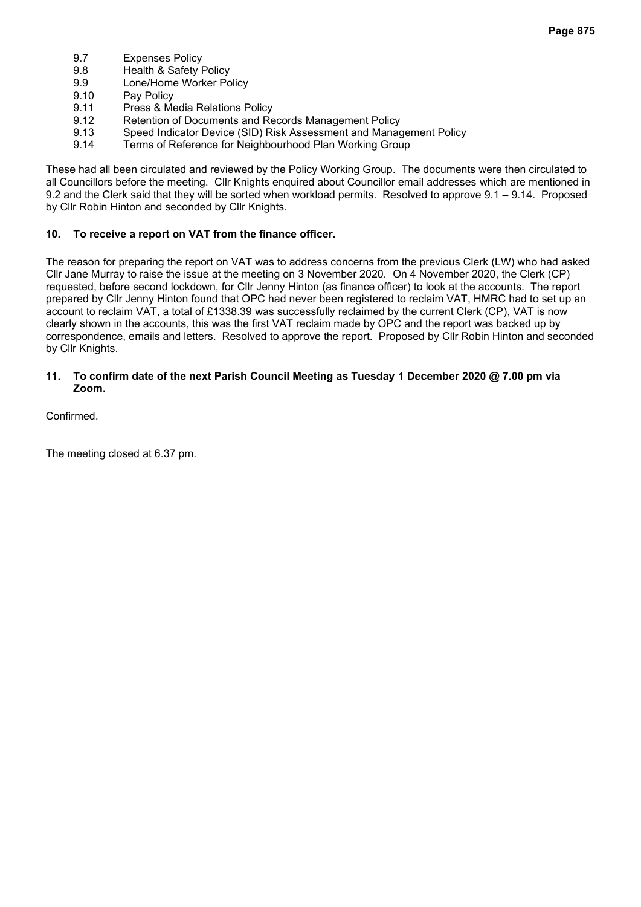9.7 Expenses Policy
9.8 Health & Safety Policy
9.9 Lone/Home Worker Policy
9.10 Pay Policy
9.11 Press & Media Relations Policy
9.12 Retention of Documents and Records Management Policy
9.13 Speed Indicator Device (SID) Risk Assessment and Management Policy
9.14 Terms of Reference for Neighbourhood Plan Working Group

These had all been circulated and reviewed by the Policy Working Group. The documents were then circulated to all Councillors before the meeting. Cllr Knights enquired about Councillor email addresses which are mentioned in 9.2 and the Clerk said that they will be sorted when workload permits. Resolved to approve 9.1 – 9.14. Proposed by Cllr Robin Hinton and seconded by Cllr Knights.

**10. To receive a report on VAT from the finance officer.**

The reason for preparing the report on VAT was to address concerns from the previous Clerk (LW) who had asked Cllr Jane Murray to raise the issue at the meeting on 3 November 2020. On 4 November 2020, the Clerk (CP) requested, before second lockdown, for Cllr Jenny Hinton (as finance officer) to look at the accounts. The report prepared by Cllr Jenny Hinton found that OPC had never been registered to reclaim VAT, HMRC had to set up an account to reclaim VAT, a total of £1338.39 was successfully reclaimed by the current Clerk (CP), VAT is now clearly shown in the accounts, this was the first VAT reclaim made by OPC and the report was backed up by correspondence, emails and letters. Resolved to approve the report. Proposed by Cllr Robin Hinton and seconded by Cllr Knights.

**11. To confirm date of the next Parish Council Meeting as Tuesday 1 December 2020 @ 7.00 pm via Zoom.**

Confirmed.

The meeting closed at 6.37 pm.